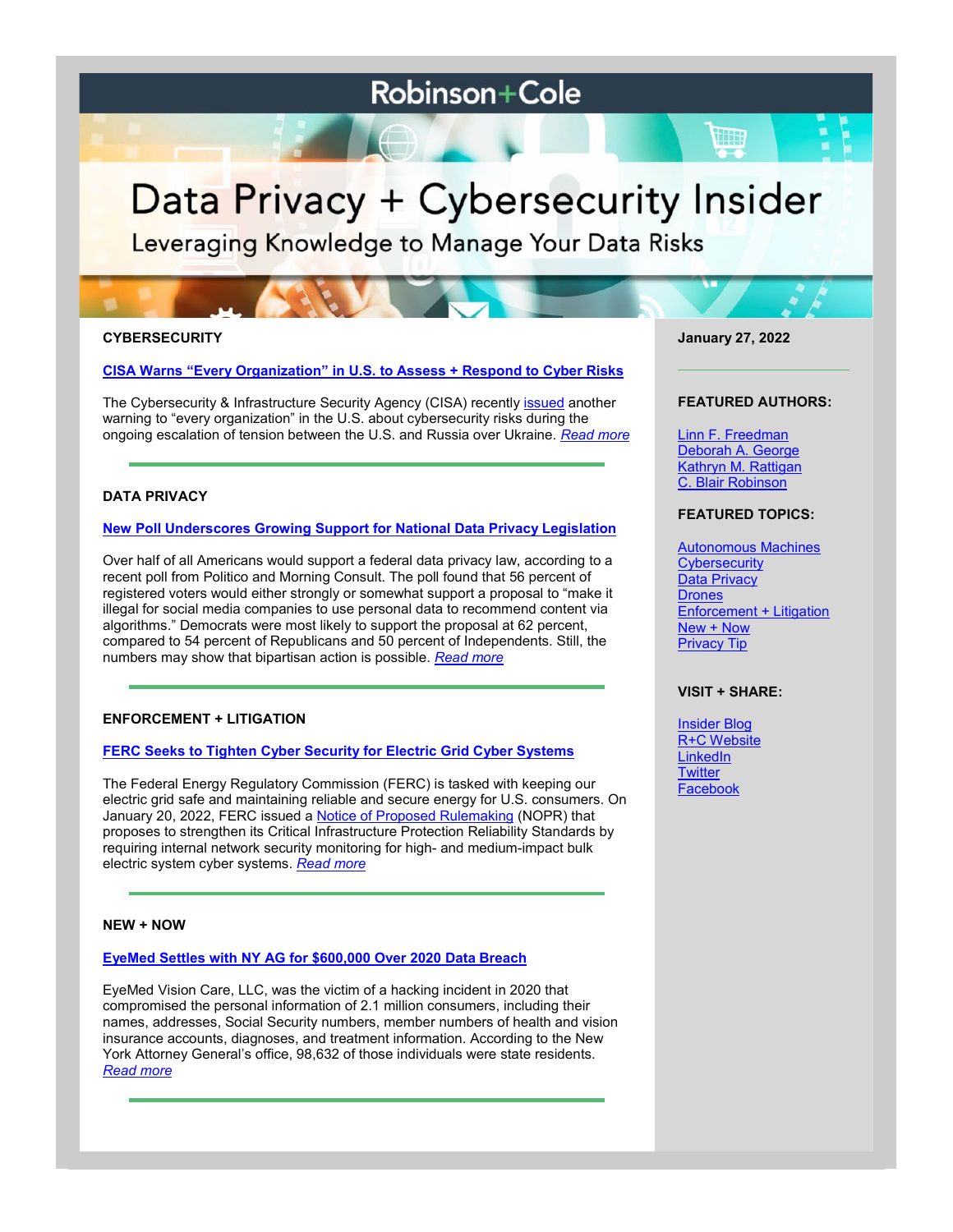# Robinson+Cole

# Data Privacy + Cybersecurity Insider

Leveraging Knowledge to Manage Your Data Risks

**January 27, 2022**

**FEATURED AUTHORS:**

- Linn F. Freedman
- Deborah A. George
- Kathryn M. Rattigan
- C. Blair Robinson

**FEATURED TOPICS:**

- Autonomous Machines
- Cybersecurity
- Data Privacy
- Drones
- Enforcement + Litigation
- New + Now
- Privacy Tip

**VISIT + SHARE:**

- Insider Blog
- R+C Website
- LinkedIn
- Twitter
- Facebook

## CYBERSECURITY

### CISA Warns "Every Organization" in U.S. to Assess + Respond to Cyber Risks

The Cybersecurity & Infrastructure Security Agency (CISA) recently issued another warning to "every organization" in the U.S. about cybersecurity risks during the ongoing escalation of tension between the U.S. and Russia over Ukraine. *Read more*

---

## DATA PRIVACY

### New Poll Underscores Growing Support for National Data Privacy Legislation

Over half of all Americans would support a federal data privacy law, according to a recent poll from Politico and Morning Consult. The poll found that 56 percent of registered voters would either strongly or somewhat support a proposal to "make it illegal for social media companies to use personal data to recommend content via algorithms." Democrats were most likely to support the proposal at 62 percent, compared to 54 percent of Republicans and 50 percent of Independents. Still, the numbers may show that bipartisan action is possible. *Read more*

---

## ENFORCEMENT + LITIGATION

### FERC Seeks to Tighten Cyber Security for Electric Grid Cyber Systems

The Federal Energy Regulatory Commission (FERC) is tasked with keeping our electric grid safe and maintaining reliable and secure energy for U.S. consumers. On January 20, 2022, FERC issued a Notice of Proposed Rulemaking (NOPR) that proposes to strengthen its Critical Infrastructure Protection Reliability Standards by requiring internal network security monitoring for high- and medium-impact bulk electric system cyber systems. *Read more*

---

## NEW + NOW

### EyeMed Settles with NY AG for $600,000 Over 2020 Data Breach

EyeMed Vision Care, LLC, was the victim of a hacking incident in 2020 that compromised the personal information of 2.1 million consumers, including their names, addresses, Social Security numbers, member numbers of health and vision insurance accounts, diagnoses, and treatment information. According to the New York Attorney General's office, 98,632 of those individuals were state residents. *Read more*

---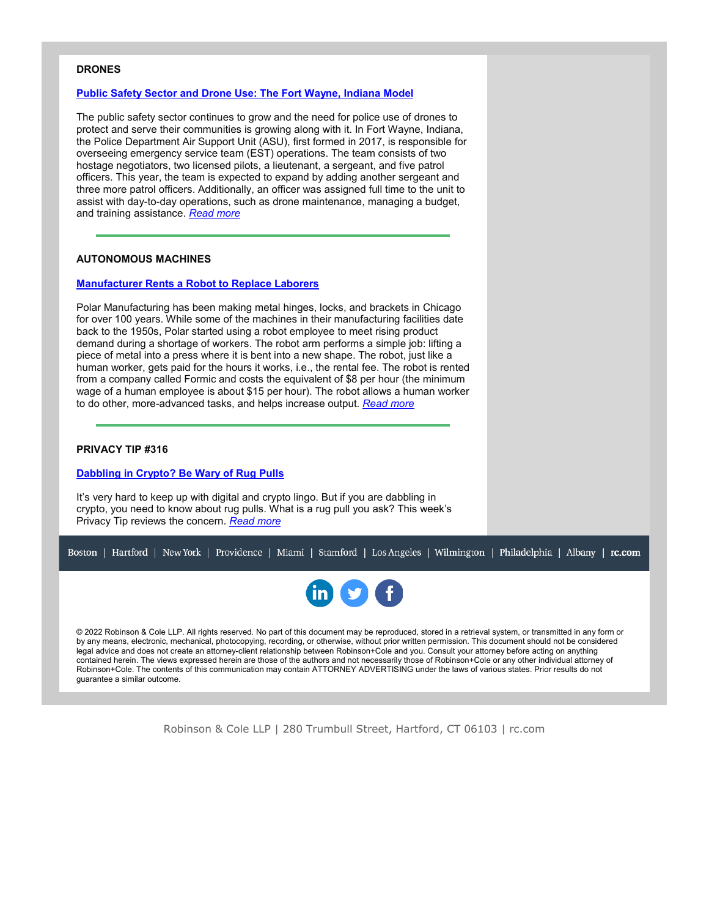## DRONES

**Public Safety Sector and Drone Use: The Fort Wayne, Indiana Model**

The public safety sector continues to grow and the need for police use of drones to protect and serve their communities is growing along with it. In Fort Wayne, Indiana, the Police Department Air Support Unit (ASU), first formed in 2017, is responsible for overseeing emergency service team (EST) operations. The team consists of two hostage negotiators, two licensed pilots, a lieutenant, a sergeant, and five patrol officers. This year, the team is expected to expand by adding another sergeant and three more patrol officers. Additionally, an officer was assigned full time to the unit to assist with day-to-day operations, such as drone maintenance, managing a budget, and training assistance. *Read more*

---

## AUTONOMOUS MACHINES

**Manufacturer Rents a Robot to Replace Laborers**

Polar Manufacturing has been making metal hinges, locks, and brackets in Chicago for over 100 years. While some of the machines in their manufacturing facilities date back to the 1950s, Polar started using a robot employee to meet rising product demand during a shortage of workers. The robot arm performs a simple job: lifting a piece of metal into a press where it is bent into a new shape. The robot, just like a human worker, gets paid for the hours it works, i.e., the rental fee. The robot is rented from a company called Formic and costs the equivalent of $8 per hour (the minimum wage of a human employee is about $15 per hour). The robot allows a human worker to do other, more-advanced tasks, and helps increase output. *Read more*

---

## PRIVACY TIP #316

**Dabbling in Crypto? Be Wary of Rug Pulls**

It's very hard to keep up with digital and crypto lingo. But if you are dabbling in crypto, you need to know about rug pulls. What is a rug pull you ask? This week's Privacy Tip reviews the concern. *Read more*

Boston | Hartford | New York | Providence | Miami | Stamford | Los Angeles | Wilmington | Philadelphia | Albany | rc.com

© 2022 Robinson & Cole LLP. All rights reserved. No part of this document may be reproduced, stored in a retrieval system, or transmitted in any form or by any means, electronic, mechanical, photocopying, recording, or otherwise, without prior written permission. This document should not be considered legal advice and does not create an attorney-client relationship between Robinson+Cole and you. Consult your attorney before acting on anything contained herein. The views expressed herein are those of the authors and not necessarily those of Robinson+Cole or any other individual attorney of Robinson+Cole. The contents of this communication may contain ATTORNEY ADVERTISING under the laws of various states. Prior results do not guarantee a similar outcome.

Robinson & Cole LLP | 280 Trumbull Street, Hartford, CT 06103 | rc.com